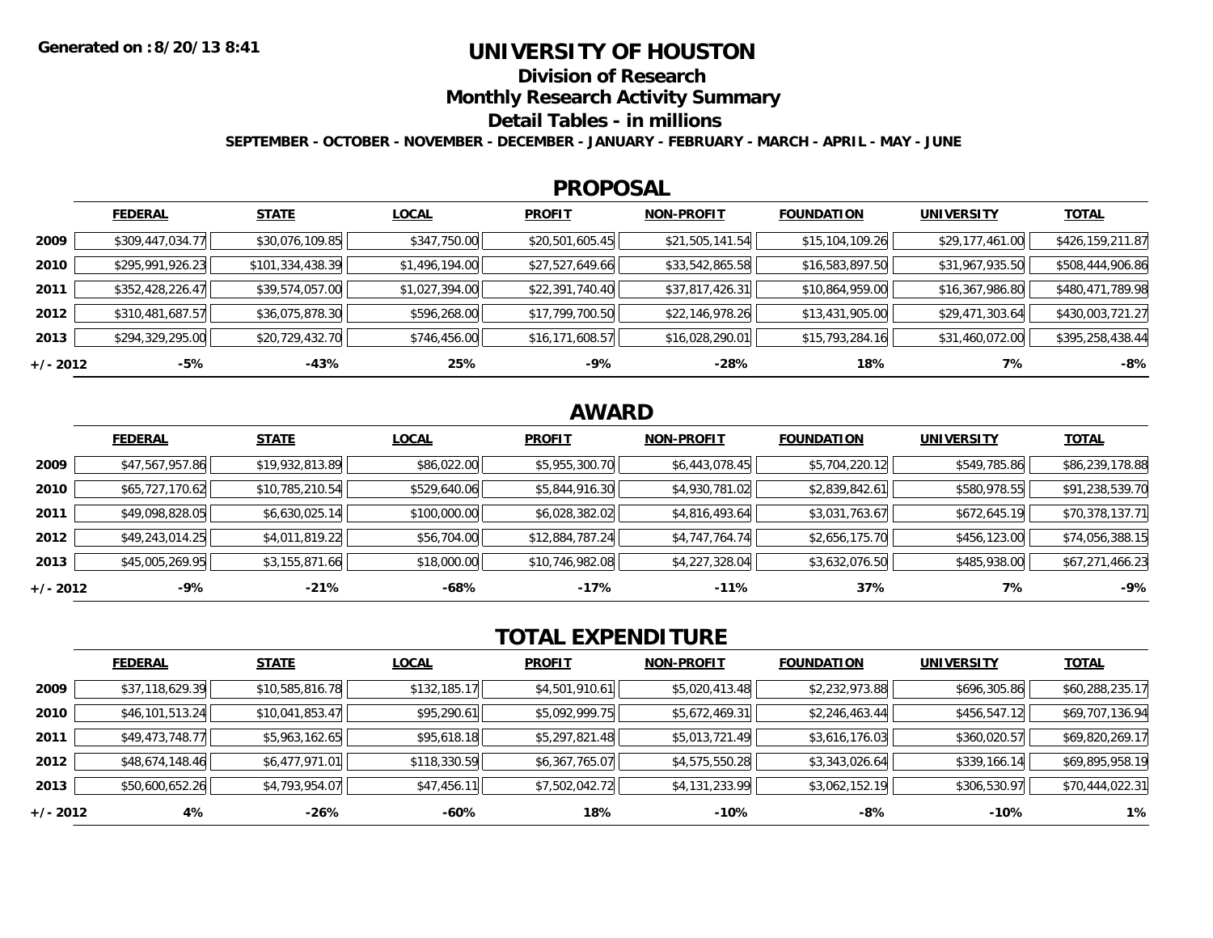Generated on :8/20/13 8:41

# UNIVERSITY OF HOUSTON

## Division of Research

## Monthly Research Activity Summary

## Detail Tables - in millions

**SEPTEMBER - OCTOBER - NOVEMBER - DECEMBER - JANUARY - FEBRUARY - MARCH - APRIL - MAY - JUNE**

## PROPOSAL

| | FEDERAL | STATE | LOCAL | PROFIT | NON-PROFIT | FOUNDATION | UNIVERSITY | TOTAL |
|---|---|---|---|---|---|---|---|---|
| **2009** | $309,447,034.77 | $30,076,109.85 | $347,750.00 | $20,501,605.45 | $21,505,141.54 | $15,104,109.26 | $29,177,461.00 | $426,159,211.87 |
| **2010** | $295,991,926.23 | $101,334,438.39 | $1,496,194.00 | $27,527,649.66 | $33,542,865.58 | $16,583,897.50 | $31,967,935.50 | $508,444,906.86 |
| **2011** | $352,428,226.47 | $39,574,057.00 | $1,027,394.00 | $22,391,740.40 | $37,817,426.31 | $10,864,959.00 | $16,367,986.80 | $480,471,789.98 |
| **2012** | $310,481,687.57 | $36,075,878.30 | $596,268.00 | $17,799,700.50 | $22,146,978.26 | $13,431,905.00 | $29,471,303.64 | $430,003,721.27 |
| **2013** | $294,329,295.00 | $20,729,432.70 | $746,456.00 | $16,171,608.57 | $16,028,290.01 | $15,793,284.16 | $31,460,072.00 | $395,258,438.44 |
| **+/- 2012** | **-5%** | **-43%** | **25%** | **-9%** | **-28%** | **18%** | **7%** | **-8%** |

## AWARD

| | FEDERAL | STATE | LOCAL | PROFIT | NON-PROFIT | FOUNDATION | UNIVERSITY | TOTAL |
|---|---|---|---|---|---|---|---|---|
| **2009** | $47,567,957.86 | $19,932,813.89 | $86,022.00 | $5,955,300.70 | $6,443,078.45 | $5,704,220.12 | $549,785.86 | $86,239,178.88 |
| **2010** | $65,727,170.62 | $10,785,210.54 | $529,640.06 | $5,844,916.30 | $4,930,781.02 | $2,839,842.61 | $580,978.55 | $91,238,539.70 |
| **2011** | $49,098,828.05 | $6,630,025.14 | $100,000.00 | $6,028,382.02 | $4,816,493.64 | $3,031,763.67 | $672,645.19 | $70,378,137.71 |
| **2012** | $49,243,014.25 | $4,011,819.22 | $56,704.00 | $12,884,787.24 | $4,747,764.74 | $2,656,175.70 | $456,123.00 | $74,056,388.15 |
| **2013** | $45,005,269.95 | $3,155,871.66 | $18,000.00 | $10,746,982.08 | $4,227,328.04 | $3,632,076.50 | $485,938.00 | $67,271,466.23 |
| **+/- 2012** | **-9%** | **-21%** | **-68%** | **-17%** | **-11%** | **37%** | **7%** | **-9%** |

## TOTAL EXPENDITURE

| | FEDERAL | STATE | LOCAL | PROFIT | NON-PROFIT | FOUNDATION | UNIVERSITY | TOTAL |
|---|---|---|---|---|---|---|---|---|
| **2009** | $37,118,629.39 | $10,585,816.78 | $132,185.17 | $4,501,910.61 | $5,020,413.48 | $2,232,973.88 | $696,305.86 | $60,288,235.17 |
| **2010** | $46,101,513.24 | $10,041,853.47 | $95,290.61 | $5,092,999.75 | $5,672,469.31 | $2,246,463.44 | $456,547.12 | $69,707,136.94 |
| **2011** | $49,473,748.77 | $5,963,162.65 | $95,618.18 | $5,297,821.48 | $5,013,721.49 | $3,616,176.03 | $360,020.57 | $69,820,269.17 |
| **2012** | $48,674,148.46 | $6,477,971.01 | $118,330.59 | $6,367,765.07 | $4,575,550.28 | $3,343,026.64 | $339,166.14 | $69,895,958.19 |
| **2013** | $50,600,652.26 | $4,793,954.07 | $47,456.11 | $7,502,042.72 | $4,131,233.99 | $3,062,152.19 | $306,530.97 | $70,444,022.31 |
| **+/- 2012** | **4%** | **-26%** | **-60%** | **18%** | **-10%** | **-8%** | **-10%** | **1%** |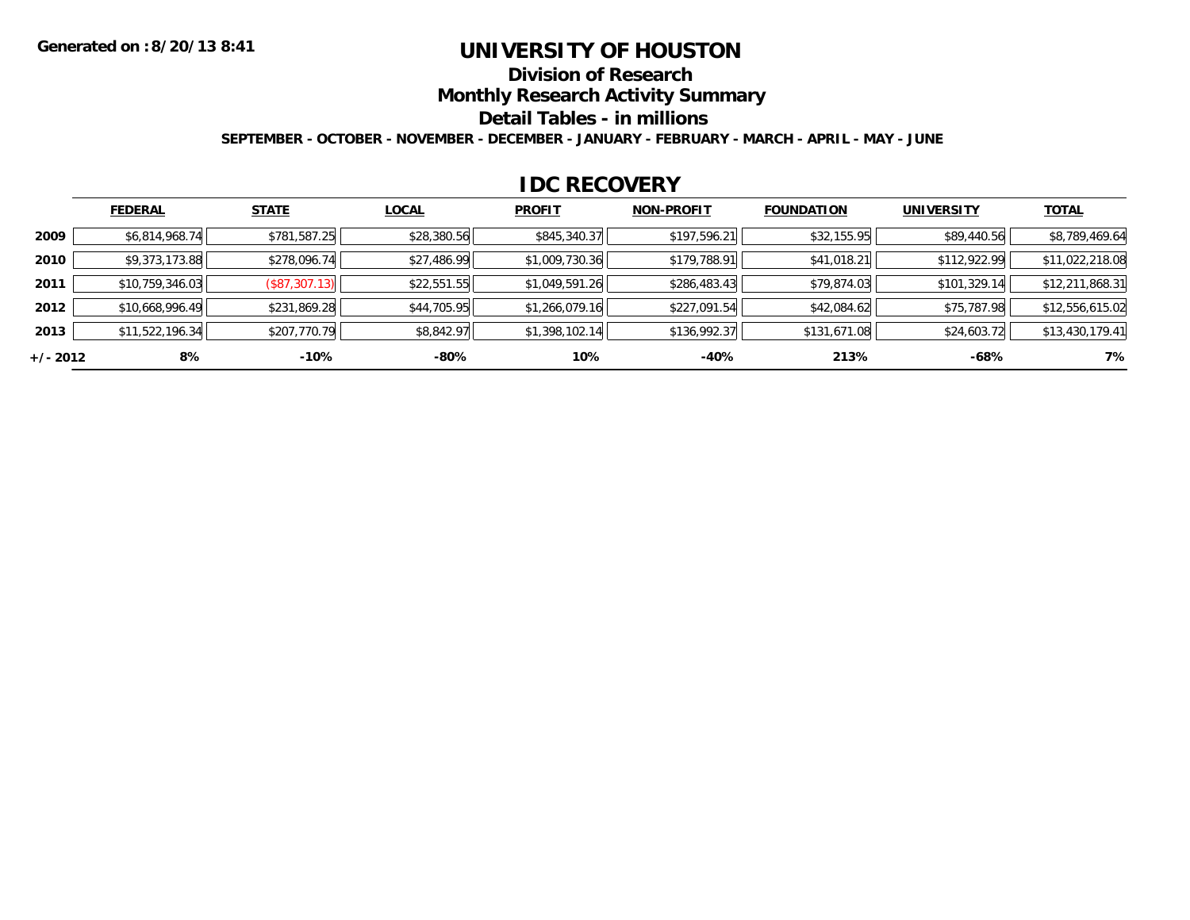Generated on :8/20/13 8:41

# UNIVERSITY OF HOUSTON

## Division of Research

## Monthly Research Activity Summary

## Detail Tables - in millions

**SEPTEMBER - OCTOBER - NOVEMBER - DECEMBER - JANUARY - FEBRUARY - MARCH - APRIL - MAY - JUNE**

## IDC RECOVERY

| | FEDERAL | STATE | LOCAL | PROFIT | NON-PROFIT | FOUNDATION | UNIVERSITY | TOTAL |
|---|---|---|---|---|---|---|---|---|
| **2009** | $6,814,968.74 | $781,587.25 | $28,380.56 | $845,340.37 | $197,596.21 | $32,155.95 | $89,440.56 | $8,789,469.64 |
| **2010** | $9,373,173.88 | $278,096.74 | $27,486.99 | $1,009,730.36 | $179,788.91 | $41,018.21 | $112,922.99 | $11,022,218.08 |
| **2011** | $10,759,346.03 | ($87,307.13) | $22,551.55 | $1,049,591.26 | $286,483.43 | $79,874.03 | $101,329.14 | $12,211,868.31 |
| **2012** | $10,668,996.49 | $231,869.28 | $44,705.95 | $1,266,079.16 | $227,091.54 | $42,084.62 | $75,787.98 | $12,556,615.02 |
| **2013** | $11,522,196.34 | $207,770.79 | $8,842.97 | $1,398,102.14 | $136,992.37 | $131,671.08 | $24,603.72 | $13,430,179.41 |
| **+/- 2012** | **8%** | **-10%** | **-80%** | **10%** | **-40%** | **213%** | **-68%** | **7%** |